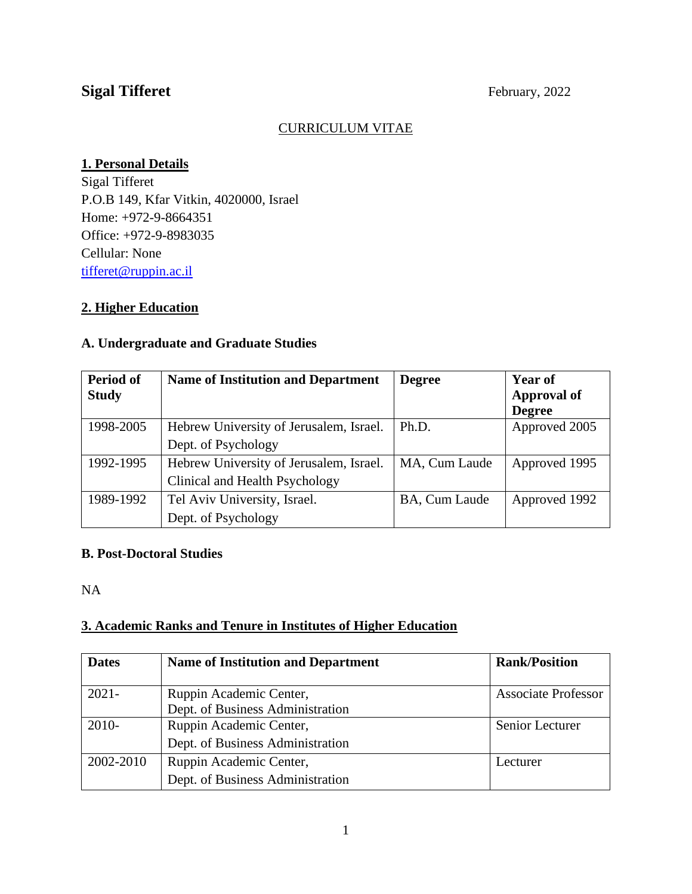**Sigal Tifferet** February, 2022

CURRICULUM VITAE

## 1. Personal Details

Sigal Tifferet
P.O.B 149, Kfar Vitkin, 4020000, Israel
Home: +972-9-8664351
Office: +972-9-8983035
Cellular: None
tifferet@ruppin.ac.il

## 2. Higher Education

### A. Undergraduate and Graduate Studies

| Period of Study | Name of Institution and Department | Degree | Year of Approval of Degree |
|---|---|---|---|
| 1998-2005 | Hebrew University of Jerusalem, Israel. Dept. of Psychology | Ph.D. | Approved 2005 |
| 1992-1995 | Hebrew University of Jerusalem, Israel. Clinical and Health Psychology | MA, Cum Laude | Approved 1995 |
| 1989-1992 | Tel Aviv University, Israel. Dept. of Psychology | BA, Cum Laude | Approved 1992 |

### B. Post-Doctoral Studies

NA

## 3. Academic Ranks and Tenure in Institutes of Higher Education

| Dates | Name of Institution and Department | Rank/Position |
|---|---|---|
| 2021- | Ruppin Academic Center, Dept. of Business Administration | Associate Professor |
| 2010- | Ruppin Academic Center, Dept. of Business Administration | Senior Lecturer |
| 2002-2010 | Ruppin Academic Center, Dept. of Business Administration | Lecturer |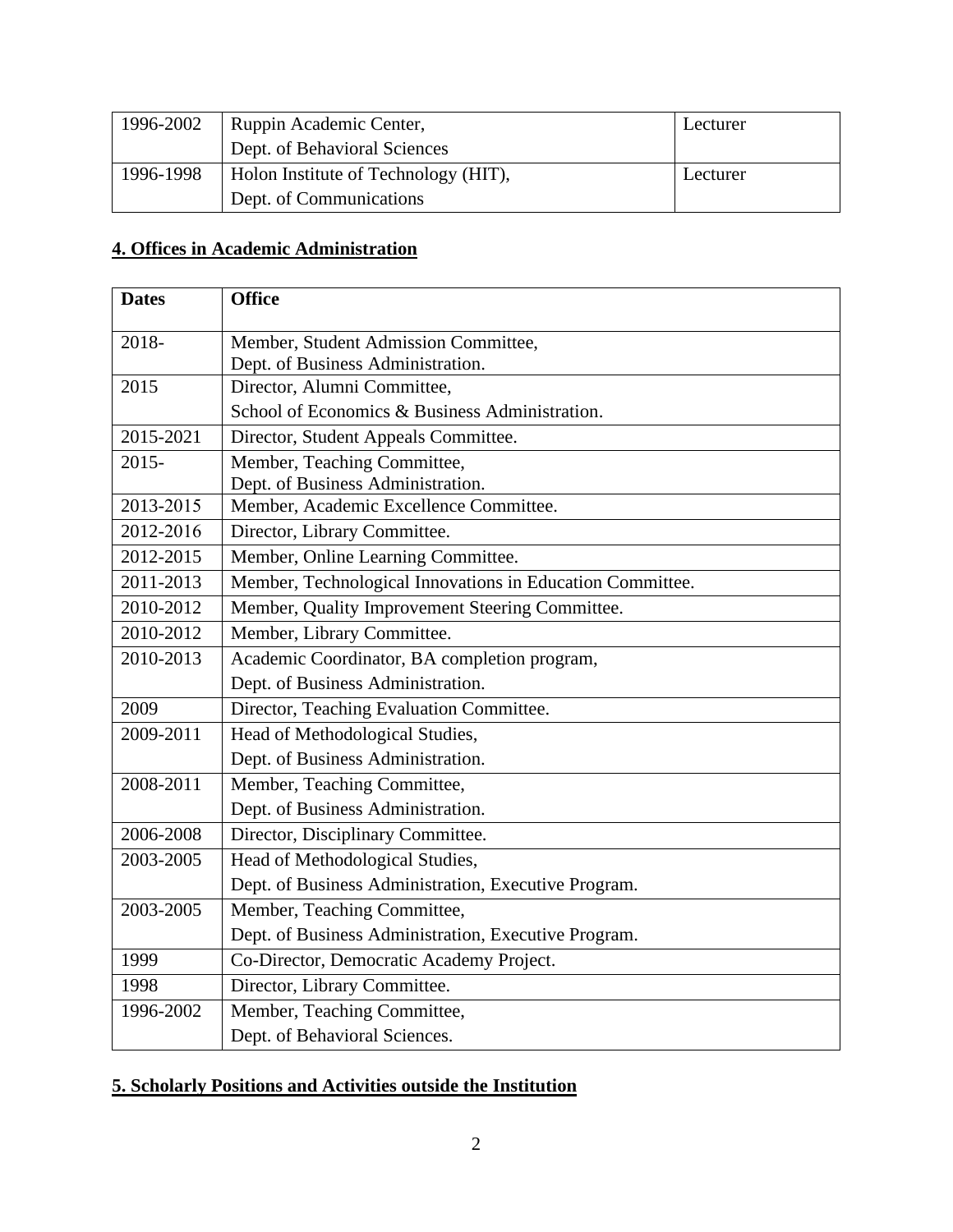| | | |
|---|---|---|
| 1996-2002 | Ruppin Academic Center, Dept. of Behavioral Sciences | Lecturer |
| 1996-1998 | Holon Institute of Technology (HIT), Dept. of Communications | Lecturer |

## 4. Offices in Academic Administration

| Dates | Office |
|---|---|
| 2018- | Member, Student Admission Committee, Dept. of Business Administration. |
| 2015 | Director, Alumni Committee, School of Economics & Business Administration. |
| 2015-2021 | Director, Student Appeals Committee. |
| 2015- | Member, Teaching Committee, Dept. of Business Administration. |
| 2013-2015 | Member, Academic Excellence Committee. |
| 2012-2016 | Director, Library Committee. |
| 2012-2015 | Member, Online Learning Committee. |
| 2011-2013 | Member, Technological Innovations in Education Committee. |
| 2010-2012 | Member, Quality Improvement Steering Committee. |
| 2010-2012 | Member, Library Committee. |
| 2010-2013 | Academic Coordinator, BA completion program, Dept. of Business Administration. |
| 2009 | Director, Teaching Evaluation Committee. |
| 2009-2011 | Head of Methodological Studies, Dept. of Business Administration. |
| 2008-2011 | Member, Teaching Committee, Dept. of Business Administration. |
| 2006-2008 | Director, Disciplinary Committee. |
| 2003-2005 | Head of Methodological Studies, Dept. of Business Administration, Executive Program. |
| 2003-2005 | Member, Teaching Committee, Dept. of Business Administration, Executive Program. |
| 1999 | Co-Director, Democratic Academy Project. |
| 1998 | Director, Library Committee. |
| 1996-2002 | Member, Teaching Committee, Dept. of Behavioral Sciences. |

## 5. Scholarly Positions and Activities outside the Institution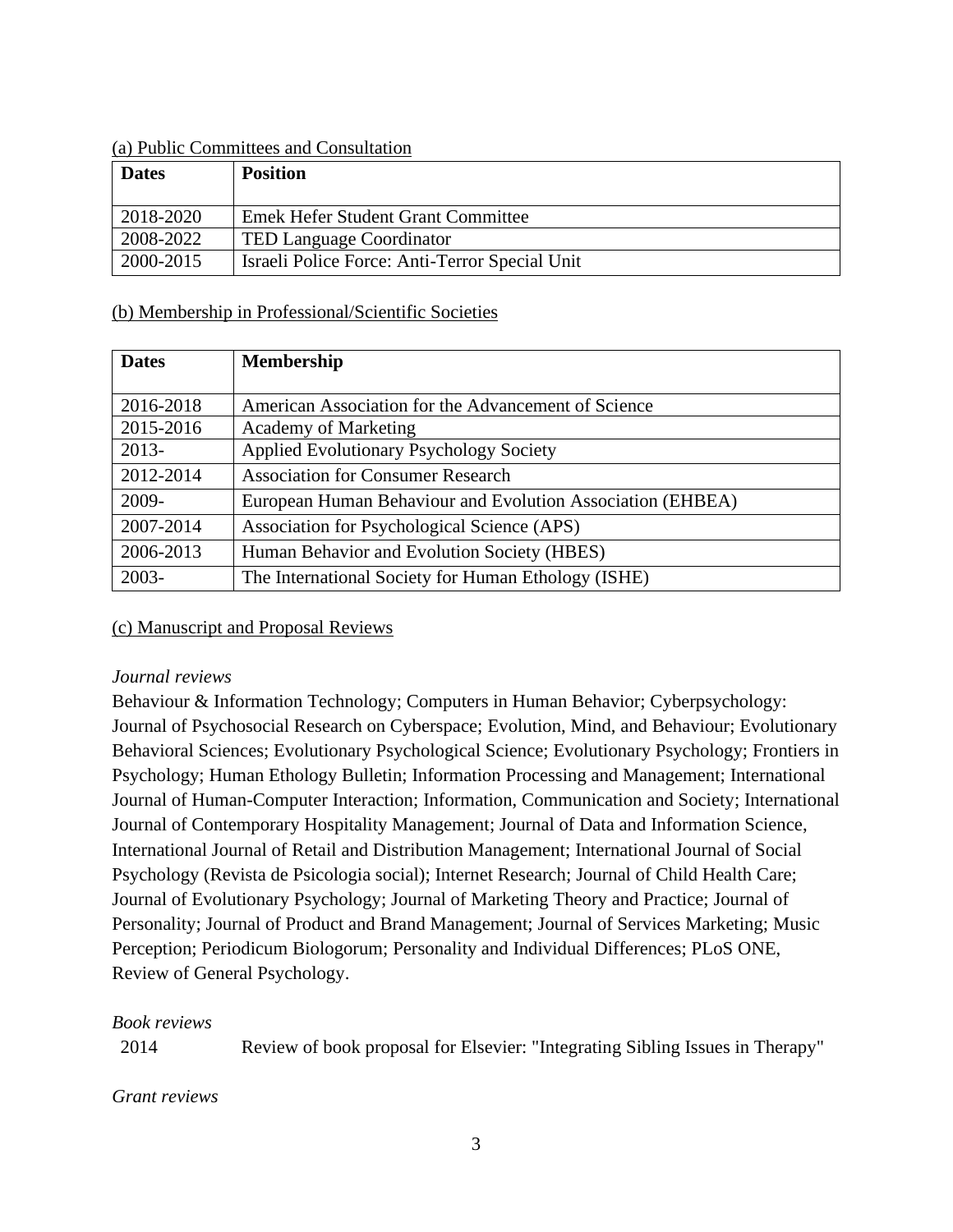(a) Public Committees and Consultation

| Dates | Position |
| --- | --- |
| 2018-2020 | Emek Hefer Student Grant Committee |
| 2008-2022 | TED Language Coordinator |
| 2000-2015 | Israeli Police Force: Anti-Terror Special Unit |

(b) Membership in Professional/Scientific Societies

| Dates | Membership |
| --- | --- |
| 2016-2018 | American Association for the Advancement of Science |
| 2015-2016 | Academy of Marketing |
| 2013- | Applied Evolutionary Psychology Society |
| 2012-2014 | Association for Consumer Research |
| 2009- | European Human Behaviour and Evolution Association (EHBEA) |
| 2007-2014 | Association for Psychological Science (APS) |
| 2006-2013 | Human Behavior and Evolution Society (HBES) |
| 2003- | The International Society for Human Ethology (ISHE) |

(c) Manuscript and Proposal Reviews

*Journal reviews*

Behaviour & Information Technology; Computers in Human Behavior; Cyberpsychology: Journal of Psychosocial Research on Cyberspace; Evolution, Mind, and Behaviour; Evolutionary Behavioral Sciences; Evolutionary Psychological Science; Evolutionary Psychology; Frontiers in Psychology; Human Ethology Bulletin; Information Processing and Management; International Journal of Human-Computer Interaction; Information, Communication and Society; International Journal of Contemporary Hospitality Management; Journal of Data and Information Science, International Journal of Retail and Distribution Management; International Journal of Social Psychology (Revista de Psicologia social); Internet Research; Journal of Child Health Care; Journal of Evolutionary Psychology; Journal of Marketing Theory and Practice; Journal of Personality; Journal of Product and Brand Management; Journal of Services Marketing; Music Perception; Periodicum Biologorum; Personality and Individual Differences; PLoS ONE, Review of General Psychology.

*Book reviews*

2014 Review of book proposal for Elsevier: "Integrating Sibling Issues in Therapy"

*Grant reviews*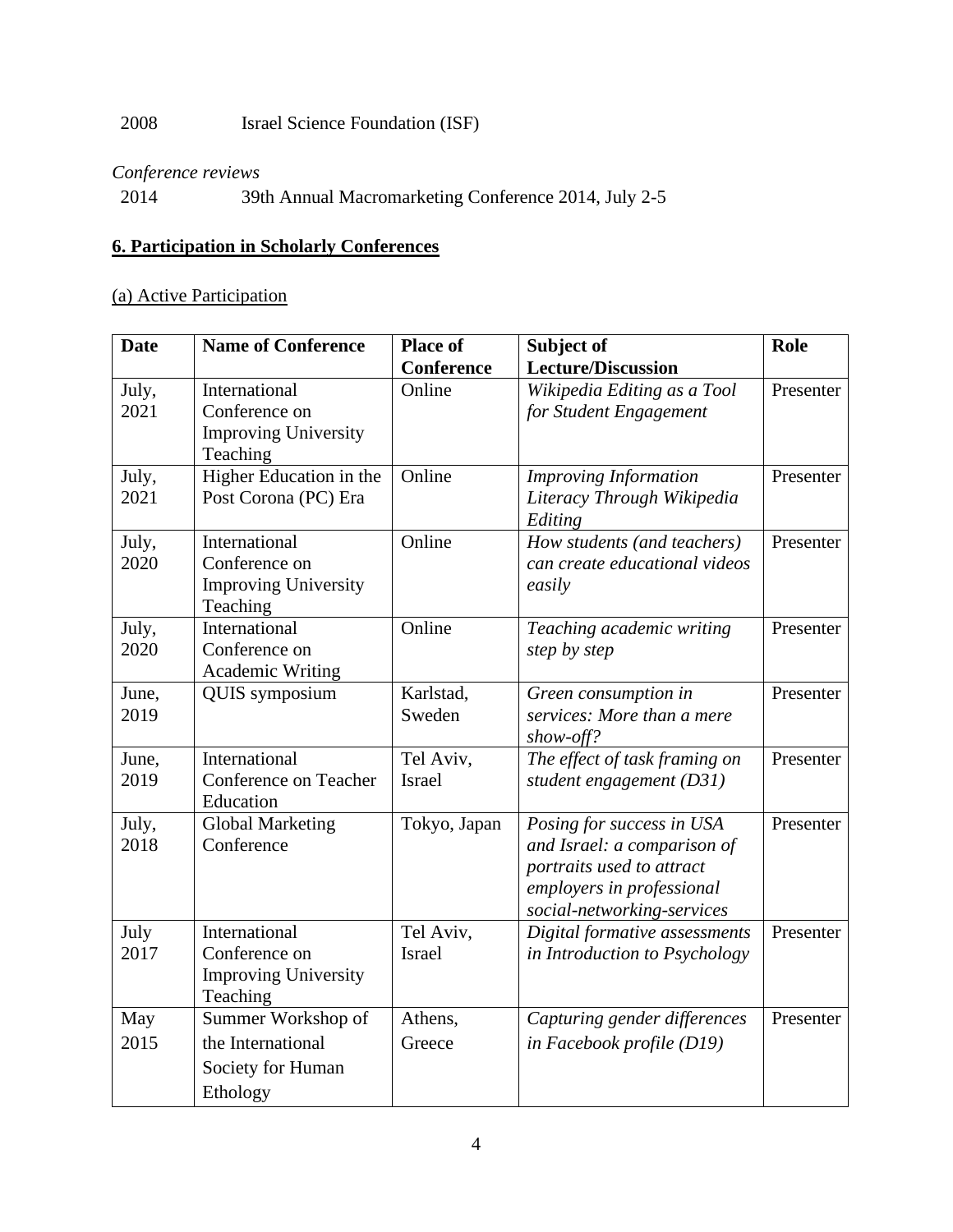2008 Israel Science Foundation (ISF)

*Conference reviews*

2014 39th Annual Macromarketing Conference 2014, July 2-5

## **6. Participation in Scholarly Conferences**

(a) Active Participation

| **Date** | **Name of Conference** | **Place of Conference** | **Subject of Lecture/Discussion** | **Role** |
|---|---|---|---|---|
| July, 2021 | International Conference on Improving University Teaching | Online | *Wikipedia Editing as a Tool for Student Engagement* | Presenter |
| July, 2021 | Higher Education in the Post Corona (PC) Era | Online | *Improving Information Literacy Through Wikipedia Editing* | Presenter |
| July, 2020 | International Conference on Improving University Teaching | Online | *How students (and teachers) can create educational videos easily* | Presenter |
| July, 2020 | International Conference on Academic Writing | Online | *Teaching academic writing step by step* | Presenter |
| June, 2019 | QUIS symposium | Karlstad, Sweden | *Green consumption in services: More than a mere show-off?* | Presenter |
| June, 2019 | International Conference on Teacher Education | Tel Aviv, Israel | *The effect of task framing on student engagement (D31)* | Presenter |
| July, 2018 | Global Marketing Conference | Tokyo, Japan | *Posing for success in USA and Israel: a comparison of portraits used to attract employers in professional social-networking-services* | Presenter |
| July 2017 | International Conference on Improving University Teaching | Tel Aviv, Israel | *Digital formative assessments in Introduction to Psychology* | Presenter |
| May 2015 | Summer Workshop of the International Society for Human Ethology | Athens, Greece | *Capturing gender differences in Facebook profile (D19)* | Presenter |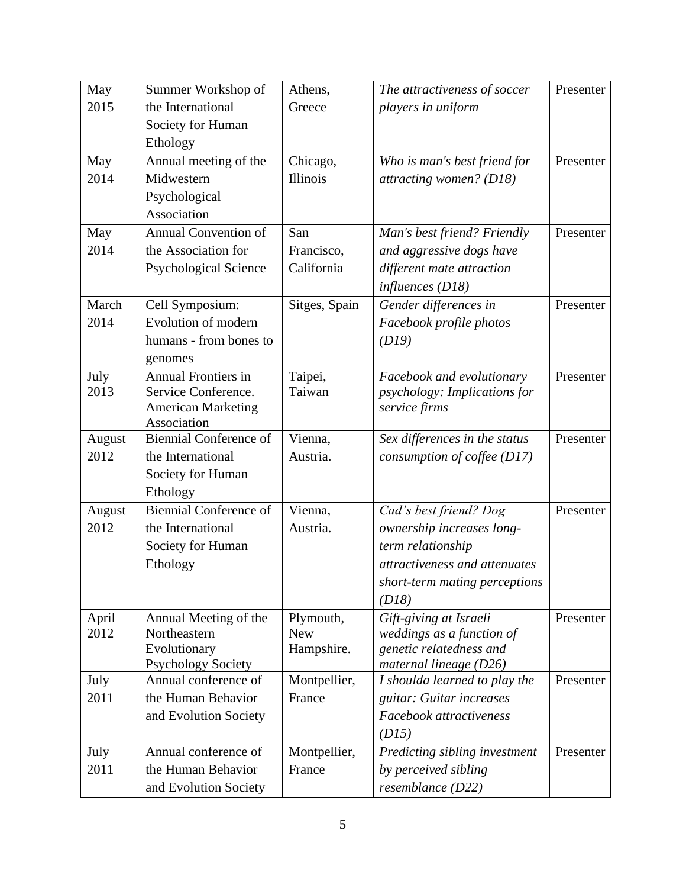| May 2015 | Summer Workshop of the International Society for Human Ethology | Athens, Greece | *The attractiveness of soccer players in uniform* | Presenter |
|---|---|---|---|---|
| May 2014 | Annual meeting of the Midwestern Psychological Association | Chicago, Illinois | *Who is man's best friend for attracting women? (D18)* | Presenter |
| May 2014 | Annual Convention of the Association for Psychological Science | San Francisco, California | *Man's best friend? Friendly and aggressive dogs have different mate attraction influences (D18)* | Presenter |
| March 2014 | Cell Symposium: Evolution of modern humans - from bones to genomes | Sitges, Spain | *Gender differences in Facebook profile photos (D19)* | Presenter |
| July 2013 | Annual Frontiers in Service Conference. American Marketing Association | Taipei, Taiwan | *Facebook and evolutionary psychology: Implications for service firms* | Presenter |
| August 2012 | Biennial Conference of the International Society for Human Ethology | Vienna, Austria. | *Sex differences in the status consumption of coffee (D17)* | Presenter |
| August 2012 | Biennial Conference of the International Society for Human Ethology | Vienna, Austria. | *Cad's best friend? Dog ownership increases long-term relationship attractiveness and attenuates short-term mating perceptions (D18)* | Presenter |
| April 2012 | Annual Meeting of the Northeastern Evolutionary Psychology Society | Plymouth, New Hampshire. | *Gift-giving at Israeli weddings as a function of genetic relatedness and maternal lineage (D26)* | Presenter |
| July 2011 | Annual conference of the Human Behavior and Evolution Society | Montpellier, France | *I shoulda learned to play the guitar: Guitar increases Facebook attractiveness (D15)* | Presenter |
| July 2011 | Annual conference of the Human Behavior and Evolution Society | Montpellier, France | *Predicting sibling investment by perceived sibling resemblance (D22)* | Presenter |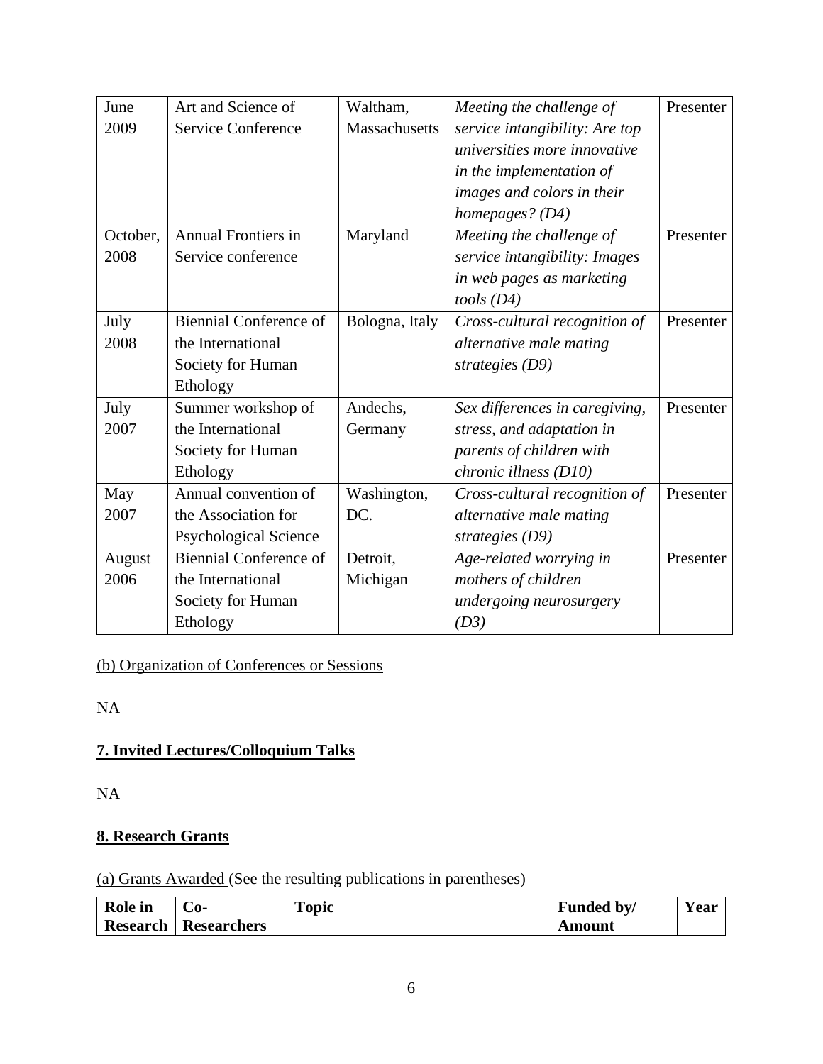| June 2009 | Art and Science of Service Conference | Waltham, Massachusetts | *Meeting the challenge of service intangibility: Are top universities more innovative in the implementation of images and colors in their homepages? (D4)* | Presenter |
|---|---|---|---|---|
| October, 2008 | Annual Frontiers in Service conference | Maryland | *Meeting the challenge of service intangibility: Images in web pages as marketing tools (D4)* | Presenter |
| July 2008 | Biennial Conference of the International Society for Human Ethology | Bologna, Italy | *Cross-cultural recognition of alternative male mating strategies (D9)* | Presenter |
| July 2007 | Summer workshop of the International Society for Human Ethology | Andechs, Germany | *Sex differences in caregiving, stress, and adaptation in parents of children with chronic illness (D10)* | Presenter |
| May 2007 | Annual convention of the Association for Psychological Science | Washington, DC. | *Cross-cultural recognition of alternative male mating strategies (D9)* | Presenter |
| August 2006 | Biennial Conference of the International Society for Human Ethology | Detroit, Michigan | *Age-related worrying in mothers of children undergoing neurosurgery (D3)* | Presenter |

(b) Organization of Conferences or Sessions

NA

## 7. Invited Lectures/Colloquium Talks

NA

## 8. Research Grants

(a) Grants Awarded (See the resulting publications in parentheses)

| **Role in Research** | **Co-Researchers** | **Topic** | **Funded by/ Amount** | **Year** |
|---|---|---|---|---|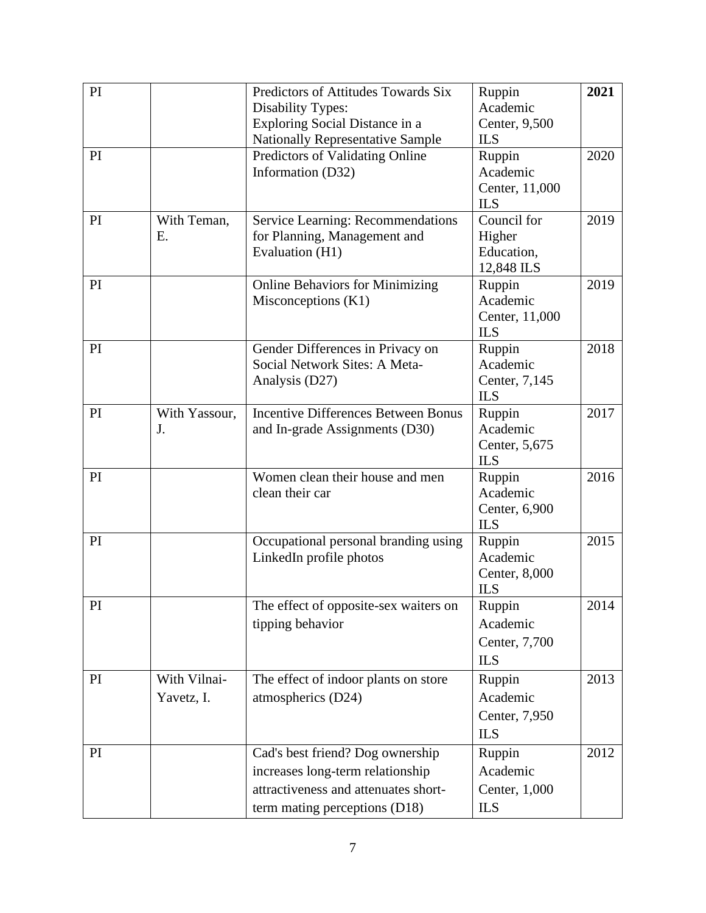| PI | | Predictors of Attitudes Towards Six Disability Types: Exploring Social Distance in a Nationally Representative Sample | Ruppin Academic Center, 9,500 ILS | **2021** |
|---|---|---|---|---|
| PI | | Predictors of Validating Online Information (D32) | Ruppin Academic Center, 11,000 ILS | 2020 |
| PI | With Teman, E. | Service Learning: Recommendations for Planning, Management and Evaluation (H1) | Council for Higher Education, 12,848 ILS | 2019 |
| PI | | Online Behaviors for Minimizing Misconceptions (K1) | Ruppin Academic Center, 11,000 ILS | 2019 |
| PI | | Gender Differences in Privacy on Social Network Sites: A Meta-Analysis (D27) | Ruppin Academic Center, 7,145 ILS | 2018 |
| PI | With Yassour, J. | Incentive Differences Between Bonus and In-grade Assignments (D30) | Ruppin Academic Center, 5,675 ILS | 2017 |
| PI | | Women clean their house and men clean their car | Ruppin Academic Center, 6,900 ILS | 2016 |
| PI | | Occupational personal branding using LinkedIn profile photos | Ruppin Academic Center, 8,000 ILS | 2015 |
| PI | | The effect of opposite-sex waiters on tipping behavior | Ruppin Academic Center, 7,700 ILS | 2014 |
| PI | With Vilnai-Yavetz, I. | The effect of indoor plants on store atmospherics (D24) | Ruppin Academic Center, 7,950 ILS | 2013 |
| PI | | Cad's best friend? Dog ownership increases long-term relationship attractiveness and attenuates short-term mating perceptions (D18) | Ruppin Academic Center, 1,000 ILS | 2012 |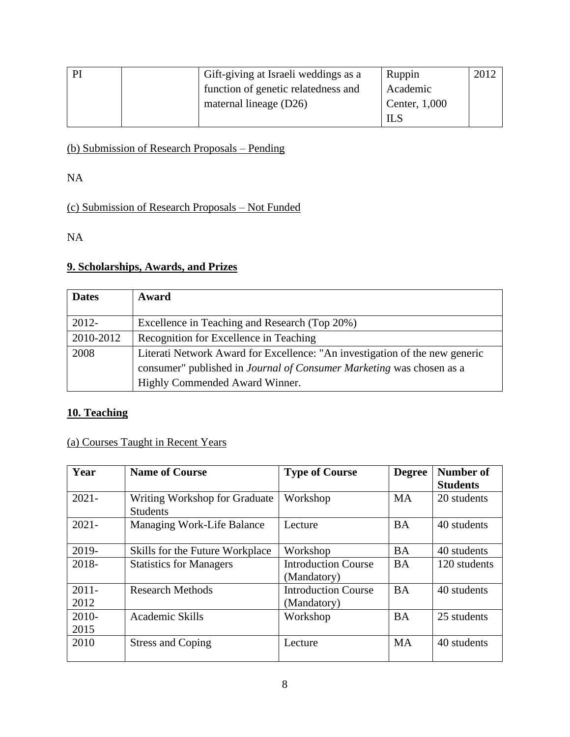| PI | | Gift-giving at Israeli weddings as a function of genetic relatedness and maternal lineage (D26) | Ruppin Academic Center, 1,000 ILS | 2012 |
|---|---|---|---|---|

(b) Submission of Research Proposals – Pending

NA

(c) Submission of Research Proposals – Not Funded

NA

## 9. Scholarships, Awards, and Prizes

| Dates | Award |
|---|---|
| 2012- | Excellence in Teaching and Research (Top 20%) |
| 2010-2012 | Recognition for Excellence in Teaching |
| 2008 | Literati Network Award for Excellence: "An investigation of the new generic consumer" published in *Journal of Consumer Marketing* was chosen as a Highly Commended Award Winner. |

## 10. Teaching

(a) Courses Taught in Recent Years

| Year | Name of Course | Type of Course | Degree | Number of Students |
|---|---|---|---|---|
| 2021- | Writing Workshop for Graduate Students | Workshop | MA | 20 students |
| 2021- | Managing Work-Life Balance | Lecture | BA | 40 students |
| 2019- | Skills for the Future Workplace | Workshop | BA | 40 students |
| 2018- | Statistics for Managers | Introduction Course (Mandatory) | BA | 120 students |
| 2011-2012 | Research Methods | Introduction Course (Mandatory) | BA | 40 students |
| 2010-2015 | Academic Skills | Workshop | BA | 25 students |
| 2010 | Stress and Coping | Lecture | MA | 40 students |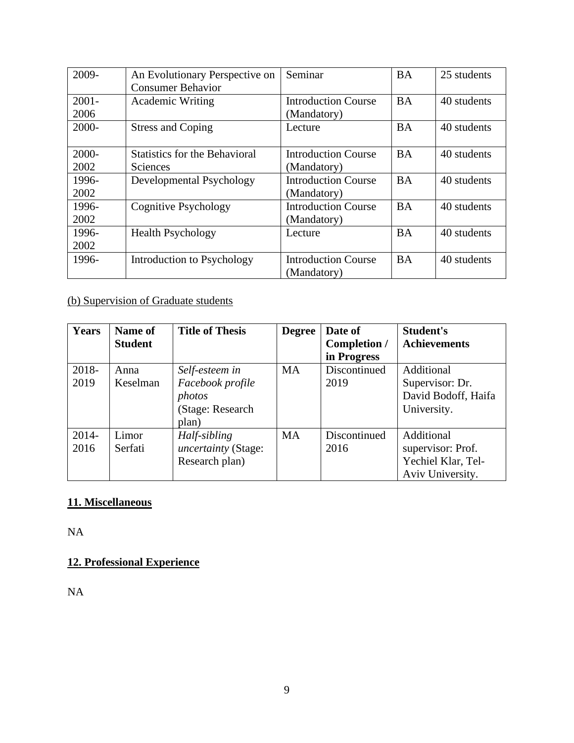| 2009- | An Evolutionary Perspective on Consumer Behavior | Seminar | BA | 25 students |
|---|---|---|---|---|
| 2001-2006 | Academic Writing | Introduction Course (Mandatory) | BA | 40 students |
| 2000- | Stress and Coping | Lecture | BA | 40 students |
| 2000-2002 | Statistics for the Behavioral Sciences | Introduction Course (Mandatory) | BA | 40 students |
| 1996-2002 | Developmental Psychology | Introduction Course (Mandatory) | BA | 40 students |
| 1996-2002 | Cognitive Psychology | Introduction Course (Mandatory) | BA | 40 students |
| 1996-2002 | Health Psychology | Lecture | BA | 40 students |
| 1996- | Introduction to Psychology | Introduction Course (Mandatory) | BA | 40 students |

(b) Supervision of Graduate students

| Years | Name of Student | Title of Thesis | Degree | Date of Completion / in Progress | Student's Achievements |
|---|---|---|---|---|---|
| 2018-2019 | Anna Keselman | *Self-esteem in Facebook profile photos* (Stage: Research plan) | MA | Discontinued 2019 | Additional Supervisor: Dr. David Bodoff, Haifa University. |
| 2014-2016 | Limor Serfati | *Half-sibling uncertainty* (Stage: Research plan) | MA | Discontinued 2016 | Additional supervisor: Prof. Yechiel Klar, Tel-Aviv University. |

## 11. Miscellaneous

NA

## 12. Professional Experience

NA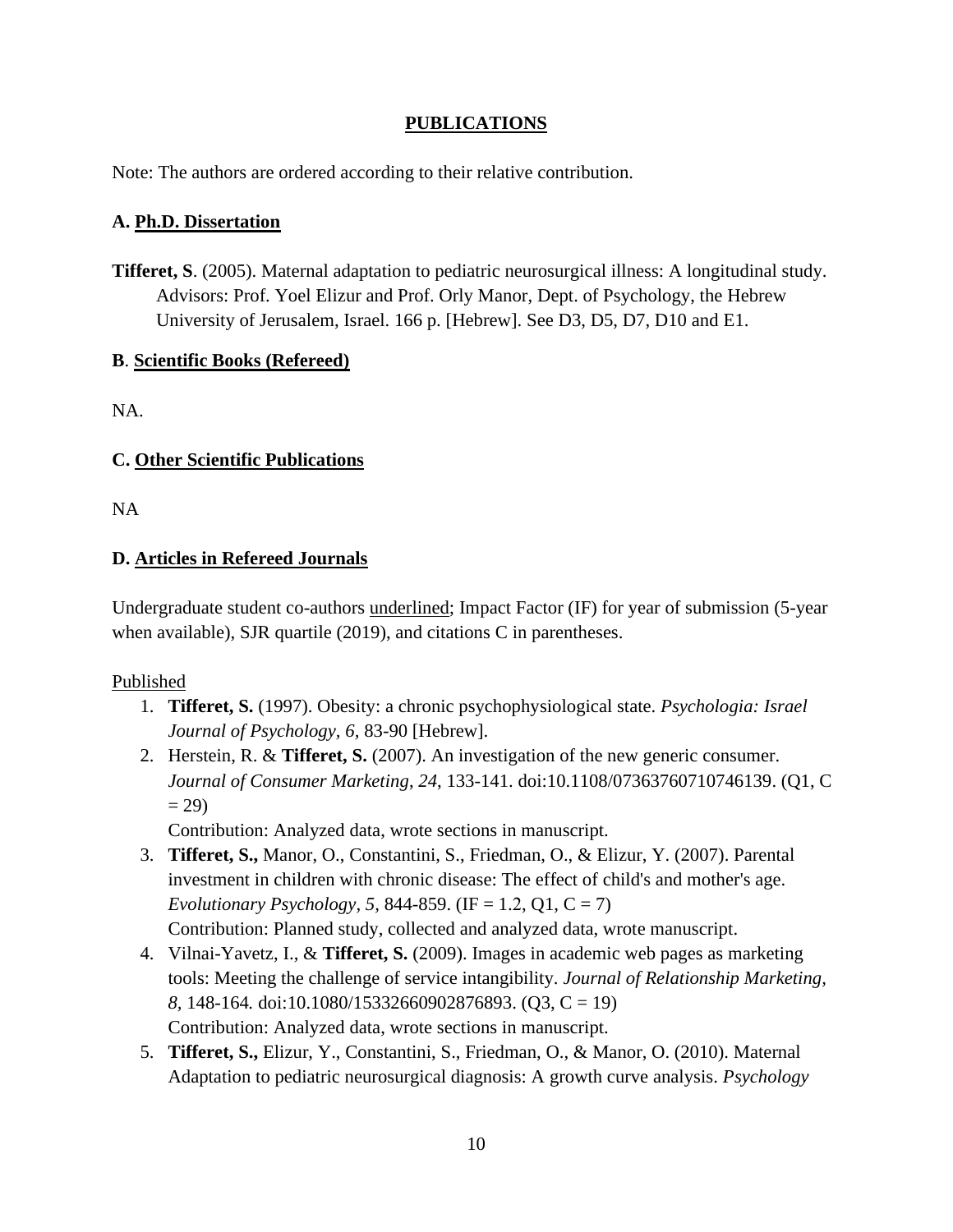## PUBLICATIONS

Note: The authors are ordered according to their relative contribution.

### A. Ph.D. Dissertation

**Tifferet, S**. (2005). Maternal adaptation to pediatric neurosurgical illness: A longitudinal study. Advisors: Prof. Yoel Elizur and Prof. Orly Manor, Dept. of Psychology, the Hebrew University of Jerusalem, Israel. 166 p. [Hebrew]. See D3, D5, D7, D10 and E1.

### B. Scientific Books (Refereed)

NA.

### C. Other Scientific Publications

NA

### D. Articles in Refereed Journals

Undergraduate student co-authors <u>underlined</u>; Impact Factor (IF) for year of submission (5-year when available), SJR quartile (2019), and citations C in parentheses.

<u>Published</u>

1. **Tifferet, S.** (1997). Obesity: a chronic psychophysiological state. *Psychologia: Israel Journal of Psychology, 6,* 83-90 [Hebrew].
2. Herstein, R. & **Tifferet, S.** (2007). An investigation of the new generic consumer. *Journal of Consumer Marketing*, *24*, 133-141. doi:10.1108/07363760710746139. (Q1, C = 29)
   Contribution: Analyzed data, wrote sections in manuscript.
3. **Tifferet, S.,** Manor, O., Constantini, S., Friedman, O., & Elizur, Y. (2007). Parental investment in children with chronic disease: The effect of child's and mother's age. *Evolutionary Psychology*, *5*, 844-859. (IF = 1.2, Q1, C = 7)
   Contribution: Planned study, collected and analyzed data, wrote manuscript.
4. Vilnai-Yavetz, I., & **Tifferet, S.** (2009). Images in academic web pages as marketing tools: Meeting the challenge of service intangibility. *Journal of Relationship Marketing, 8,* 148-164*.* doi:10.1080/15332660902876893. (Q3, C = 19)
   Contribution: Analyzed data, wrote sections in manuscript.
5. **Tifferet, S.,** Elizur, Y., Constantini, S., Friedman, O., & Manor, O. (2010). Maternal Adaptation to pediatric neurosurgical diagnosis: A growth curve analysis. *Psychology*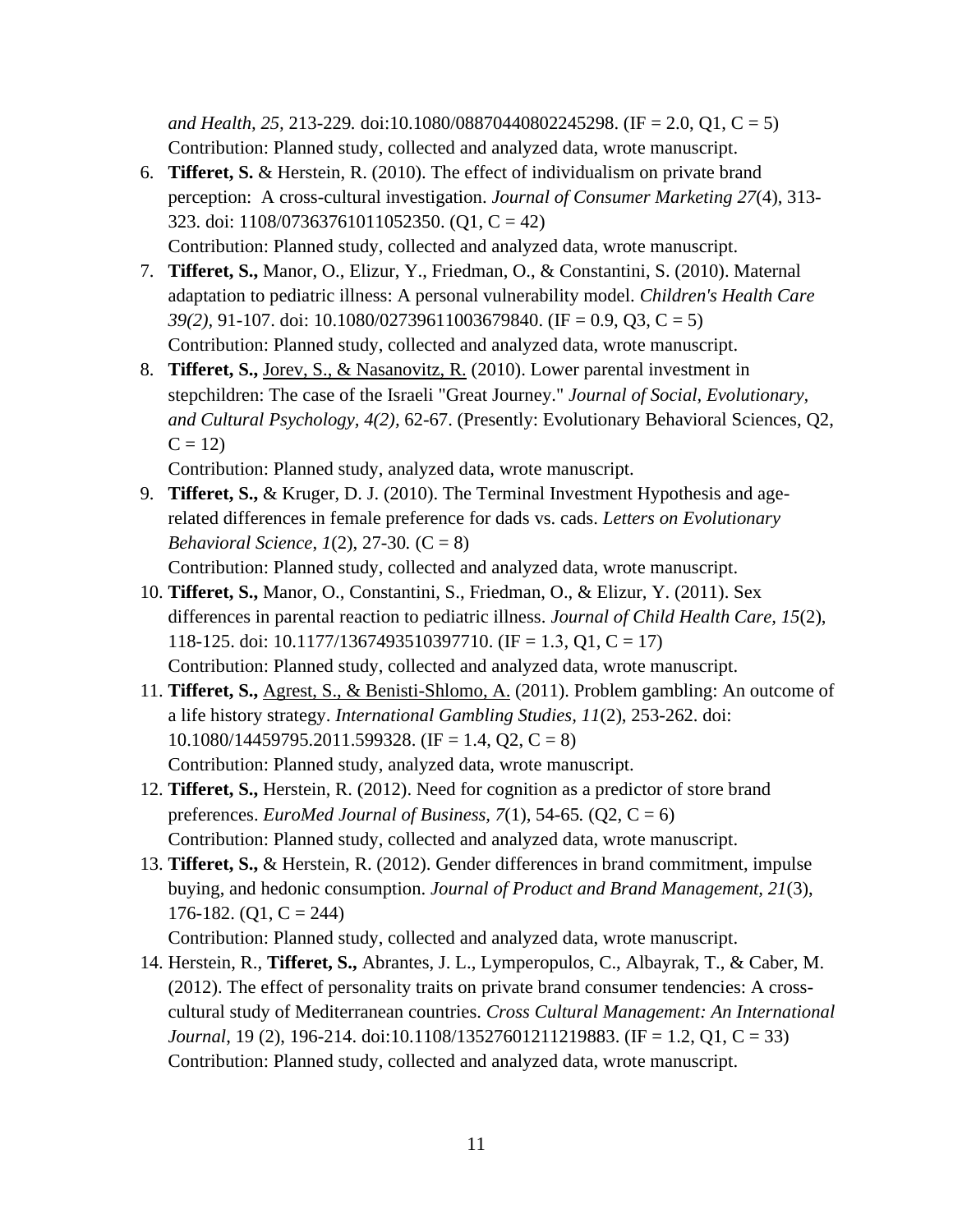*and Health, 25,* 213-229*.* doi:10.1080/08870440802245298. (IF = 2.0, Q1, C = 5)
Contribution: Planned study, collected and analyzed data, wrote manuscript.

6. **Tifferet, S.** & Herstein, R. (2010). The effect of individualism on private brand perception: A cross-cultural investigation. *Journal of Consumer Marketing 27*(4), 313-323. doi: 1108/07363761011052350. (Q1, C = 42)
   Contribution: Planned study, collected and analyzed data, wrote manuscript.
7. **Tifferet, S.,** Manor, O., Elizur, Y., Friedman, O., & Constantini, S. (2010). Maternal adaptation to pediatric illness: A personal vulnerability model. *Children's Health Care 39(2),* 91-107. doi: 10.1080/02739611003679840. (IF = 0.9, Q3, C = 5)
   Contribution: Planned study, collected and analyzed data, wrote manuscript.
8. **Tifferet, S.,** <u>Jorev, S., & Nasanovitz, R.</u> (2010). Lower parental investment in stepchildren: The case of the Israeli "Great Journey." *Journal of Social, Evolutionary, and Cultural Psychology, 4(2),* 62-67. (Presently: Evolutionary Behavioral Sciences, Q2, C = 12)
   Contribution: Planned study, analyzed data, wrote manuscript.
9. **Tifferet, S.,** & Kruger, D. J. (2010). The Terminal Investment Hypothesis and age-related differences in female preference for dads vs. cads. *Letters on Evolutionary Behavioral Science*, *1*(2), 27-30*.* (C = 8)
   Contribution: Planned study, collected and analyzed data, wrote manuscript.
10. **Tifferet, S.,** Manor, O., Constantini, S., Friedman, O., & Elizur, Y. (2011). Sex differences in parental reaction to pediatric illness. *Journal of Child Health Care, 15*(2), 118-125. doi: 10.1177/1367493510397710. (IF = 1.3, Q1, C = 17)
    Contribution: Planned study, collected and analyzed data, wrote manuscript.
11. **Tifferet, S.,** <u>Agrest, S., & Benisti-Shlomo, A.</u> (2011). Problem gambling: An outcome of a life history strategy. *International Gambling Studies, 11*(2), 253-262. doi: 10.1080/14459795.2011.599328. (IF = 1.4, Q2, C = 8)
    Contribution: Planned study, analyzed data, wrote manuscript.
12. **Tifferet, S.,** Herstein, R. (2012). Need for cognition as a predictor of store brand preferences. *EuroMed Journal of Business, 7*(1), 54-65*.* (Q2, C = 6)
    Contribution: Planned study, collected and analyzed data, wrote manuscript.
13. **Tifferet, S.,** & Herstein, R. (2012). Gender differences in brand commitment, impulse buying, and hedonic consumption. *Journal of Product and Brand Management, 21*(3), 176-182. (Q1, C = 244)
    Contribution: Planned study, collected and analyzed data, wrote manuscript.
14. Herstein, R., **Tifferet, S.,** Abrantes, J. L., Lymperopulos, C., Albayrak, T., & Caber, M. (2012). The effect of personality traits on private brand consumer tendencies: A cross-cultural study of Mediterranean countries. *Cross Cultural Management: An International Journal*, 19 (2), 196-214. doi:10.1108/13527601211219883. (IF = 1.2, Q1, C = 33)
    Contribution: Planned study, collected and analyzed data, wrote manuscript.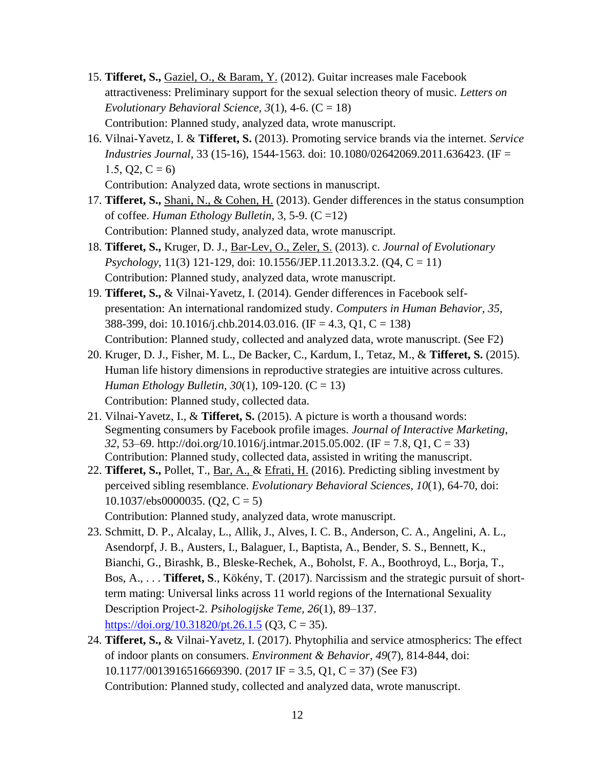15. **Tifferet, S.,** Gaziel, O., & Baram, Y. (2012). Guitar increases male Facebook attractiveness: Preliminary support for the sexual selection theory of music. *Letters on Evolutionary Behavioral Science, 3*(1), 4-6. (C = 18)
    Contribution: Planned study, analyzed data, wrote manuscript.
16. Vilnai-Yavetz, I. & **Tifferet, S.** (2013). Promoting service brands via the internet. *Service Industries Journal*, 33 (15-16), 1544-1563. doi: 10.1080/02642069.2011.636423. (IF = 1.5, Q2, C = 6)
    Contribution: Analyzed data, wrote sections in manuscript.
17. **Tifferet, S.,** Shani, N., & Cohen, H. (2013). Gender differences in the status consumption of coffee. *Human Ethology Bulletin*, 3, 5-9. (C =12)
    Contribution: Planned study, analyzed data, wrote manuscript.
18. **Tifferet, S.,** Kruger, D. J., Bar-Lev, O., Zeler, S. (2013). c. *Journal of Evolutionary Psychology*, 11(3) 121-129, doi: 10.1556/JEP.11.2013.3.2. (Q4, C = 11)
    Contribution: Planned study, analyzed data, wrote manuscript.
19. **Tifferet, S.,** & Vilnai-Yavetz, I. (2014). Gender differences in Facebook self-presentation: An international randomized study. *Computers in Human Behavior, 35,* 388-399, doi: 10.1016/j.chb.2014.03.016. (IF = 4.3, Q1, C = 138)
    Contribution: Planned study, collected and analyzed data, wrote manuscript. (See F2)
20. Kruger, D. J., Fisher, M. L., De Backer, C., Kardum, I., Tetaz, M., & **Tifferet, S.** (2015). Human life history dimensions in reproductive strategies are intuitive across cultures. *Human Ethology Bulletin, 30*(1), 109-120. (C = 13)
    Contribution: Planned study, collected data.
21. Vilnai-Yavetz, I., & **Tifferet, S.** (2015). A picture is worth a thousand words: Segmenting consumers by Facebook profile images. *Journal of Interactive Marketing*, *32*, 53–69. http://doi.org/10.1016/j.intmar.2015.05.002. (IF = 7.8, Q1, C = 33)
    Contribution: Planned study, collected data, assisted in writing the manuscript.
22. **Tifferet, S.,** Pollet, T., Bar, A., & Efrati, H. (2016). Predicting sibling investment by perceived sibling resemblance. *Evolutionary Behavioral Sciences, 10*(1), 64-70, doi: 10.1037/ebs0000035. (Q2, C = 5)
    Contribution: Planned study, analyzed data, wrote manuscript.
23. Schmitt, D. P., Alcalay, L., Allik, J., Alves, I. C. B., Anderson, C. A., Angelini, A. L., Asendorpf, J. B., Austers, I., Balaguer, I., Baptista, A., Bender, S. S., Bennett, K., Bianchi, G., Birashk, B., Bleske-Rechek, A., Boholst, F. A., Boothroyd, L., Borja, T., Bos, A., . . . **Tifferet, S**., Kökény, T. (2017). Narcissism and the strategic pursuit of short-term mating: Universal links across 11 world regions of the International Sexuality Description Project-2. *Psihologijske Teme, 26*(1), 89–137. https://doi.org/10.31820/pt.26.1.5 (Q3, C = 35).
24. **Tifferet, S.,** & Vilnai-Yavetz, I. (2017). Phytophilia and service atmospherics: The effect of indoor plants on consumers. *Environment & Behavior, 49*(7), 814-844, doi: 10.1177/0013916516669390. (2017 IF = 3.5, Q1, C = 37) (See F3)
    Contribution: Planned study, collected and analyzed data, wrote manuscript.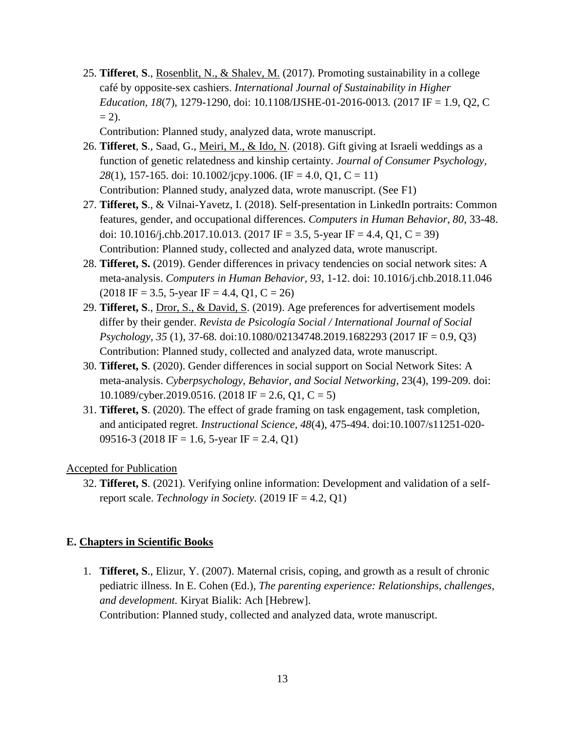25. **Tifferet**, **S**., Rosenblit, N., & Shalev, M. (2017). Promoting sustainability in a college café by opposite-sex cashiers. *International Journal of Sustainability in Higher Education, 18*(7), 1279-1290, doi: 10.1108/IJSHE-01-2016-0013. (2017 IF = 1.9, Q2, C = 2).
    Contribution: Planned study, analyzed data, wrote manuscript.
26. **Tifferet**, **S**., Saad, G., Meiri, M., & Ido, N. (2018). Gift giving at Israeli weddings as a function of genetic relatedness and kinship certainty. *Journal of Consumer Psychology, 28*(1), 157-165. doi: 10.1002/jcpy.1006. (IF = 4.0, Q1, C = 11)
    Contribution: Planned study, analyzed data, wrote manuscript. (See F1)
27. **Tifferet, S**., & Vilnai-Yavetz, I. (2018). Self-presentation in LinkedIn portraits: Common features, gender, and occupational differences. *Computers in Human Behavior*, *80*, 33-48. doi: 10.1016/j.chb.2017.10.013. (2017 IF = 3.5, 5-year IF = 4.4, Q1, C = 39)
    Contribution: Planned study, collected and analyzed data, wrote manuscript.
28. **Tifferet, S.** (2019). Gender differences in privacy tendencies on social network sites: A meta-analysis. *Computers in Human Behavior, 93*, 1-12. doi: 10.1016/j.chb.2018.11.046 (2018 IF = 3.5, 5-year IF = 4.4, Q1, C = 26)
29. **Tifferet, S**., Dror, S., & David, S. (2019). Age preferences for advertisement models differ by their gender. *Revista de Psicología Social / International Journal of Social Psychology, 35* (1), 37-68. doi:10.1080/02134748.2019.1682293 (2017 IF = 0.9, Q3)
    Contribution: Planned study, collected and analyzed data, wrote manuscript.
30. **Tifferet, S**. (2020). Gender differences in social support on Social Network Sites: A meta-analysis. *Cyberpsychology, Behavior, and Social Networking*, 23(4), 199-209. doi: 10.1089/cyber.2019.0516. (2018 IF = 2.6, Q1, C = 5)
31. **Tifferet, S**. (2020). The effect of grade framing on task engagement, task completion, and anticipated regret. *Instructional Science, 48*(4), 475-494. doi:10.1007/s11251-020-09516-3 (2018 IF = 1.6, 5-year IF = 2.4, Q1)

Accepted for Publication

32. **Tifferet, S**. (2021). Verifying online information: Development and validation of a self-report scale. *Technology in Society.* (2019 IF = 4.2, Q1)

## E. Chapters in Scientific Books

1. **Tifferet, S**., Elizur, Y. (2007). Maternal crisis, coping, and growth as a result of chronic pediatric illness. In E. Cohen (Ed.), *The parenting experience: Relationships, challenges, and development.* Kiryat Bialik: Ach [Hebrew].
   Contribution: Planned study, collected and analyzed data, wrote manuscript.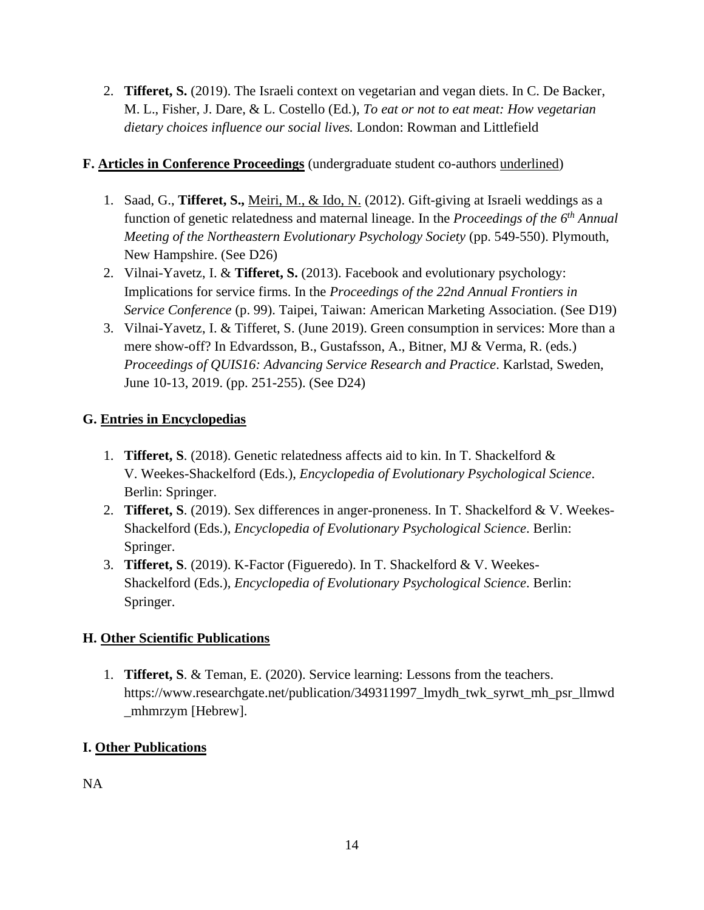2. **Tifferet, S.** (2019). The Israeli context on vegetarian and vegan diets. In C. De Backer, M. L., Fisher, J. Dare, & L. Costello (Ed.), *To eat or not to eat meat: How vegetarian dietary choices influence our social lives.* London: Rowman and Littlefield

**F. Articles in Conference Proceedings** (undergraduate student co-authors underlined)

1. Saad, G., **Tifferet, S.,** Meiri, M., & Ido, N. (2012). Gift-giving at Israeli weddings as a function of genetic relatedness and maternal lineage. In the *Proceedings of the 6th Annual Meeting of the Northeastern Evolutionary Psychology Society* (pp. 549-550). Plymouth, New Hampshire. (See D26)
2. Vilnai-Yavetz, I. & **Tifferet, S.** (2013). Facebook and evolutionary psychology: Implications for service firms. In the *Proceedings of the 22nd Annual Frontiers in Service Conference* (p. 99). Taipei, Taiwan: American Marketing Association. (See D19)
3. Vilnai-Yavetz, I. & Tifferet, S. (June 2019). Green consumption in services: More than a mere show-off? In Edvardsson, B., Gustafsson, A., Bitner, MJ & Verma, R. (eds.) *Proceedings of QUIS16: Advancing Service Research and Practice*. Karlstad, Sweden, June 10-13, 2019. (pp. 251-255). (See D24)

**G. Entries in Encyclopedias**

1. **Tifferet, S**. (2018). Genetic relatedness affects aid to kin. In T. Shackelford & V. Weekes-Shackelford (Eds.), *Encyclopedia of Evolutionary Psychological Science*. Berlin: Springer.
2. **Tifferet, S**. (2019). Sex differences in anger-proneness. In T. Shackelford & V. Weekes-Shackelford (Eds.), *Encyclopedia of Evolutionary Psychological Science*. Berlin: Springer.
3. **Tifferet, S**. (2019). K-Factor (Figueredo). In T. Shackelford & V. Weekes-Shackelford (Eds.), *Encyclopedia of Evolutionary Psychological Science*. Berlin: Springer.

**H. Other Scientific Publications**

1. **Tifferet, S**. & Teman, E. (2020). Service learning: Lessons from the teachers. https://www.researchgate.net/publication/349311997_lmydh_twk_syrwt_mh_psr_llmwd_mhmrzym [Hebrew].

**I. Other Publications**

NA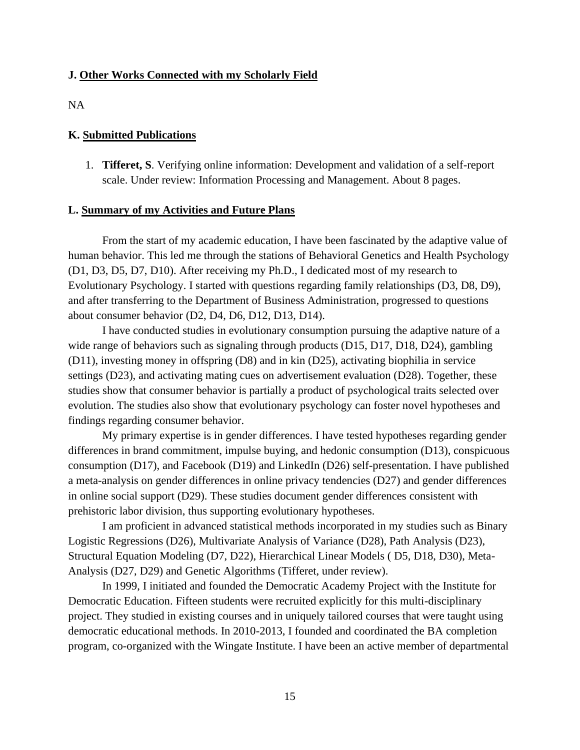### J. <u>Other Works Connected with my Scholarly Field</u>

NA

### K. <u>Submitted Publications</u>

1. **Tifferet, S**. Verifying online information: Development and validation of a self-report scale. Under review: Information Processing and Management. About 8 pages.

### L. <u>Summary of my Activities and Future Plans</u>

From the start of my academic education, I have been fascinated by the adaptive value of human behavior. This led me through the stations of Behavioral Genetics and Health Psychology (D1, D3, D5, D7, D10). After receiving my Ph.D., I dedicated most of my research to Evolutionary Psychology. I started with questions regarding family relationships (D3, D8, D9), and after transferring to the Department of Business Administration, progressed to questions about consumer behavior (D2, D4, D6, D12, D13, D14).

I have conducted studies in evolutionary consumption pursuing the adaptive nature of a wide range of behaviors such as signaling through products (D15, D17, D18, D24), gambling (D11), investing money in offspring (D8) and in kin (D25), activating biophilia in service settings (D23), and activating mating cues on advertisement evaluation (D28). Together, these studies show that consumer behavior is partially a product of psychological traits selected over evolution. The studies also show that evolutionary psychology can foster novel hypotheses and findings regarding consumer behavior.

My primary expertise is in gender differences. I have tested hypotheses regarding gender differences in brand commitment, impulse buying, and hedonic consumption (D13), conspicuous consumption (D17), and Facebook (D19) and LinkedIn (D26) self-presentation. I have published a meta-analysis on gender differences in online privacy tendencies (D27) and gender differences in online social support (D29). These studies document gender differences consistent with prehistoric labor division, thus supporting evolutionary hypotheses.

I am proficient in advanced statistical methods incorporated in my studies such as Binary Logistic Regressions (D26), Multivariate Analysis of Variance (D28), Path Analysis (D23), Structural Equation Modeling (D7, D22), Hierarchical Linear Models ( D5, D18, D30), Meta-Analysis (D27, D29) and Genetic Algorithms (Tifferet, under review).

In 1999, I initiated and founded the Democratic Academy Project with the Institute for Democratic Education. Fifteen students were recruited explicitly for this multi-disciplinary project. They studied in existing courses and in uniquely tailored courses that were taught using democratic educational methods. In 2010-2013, I founded and coordinated the BA completion program, co-organized with the Wingate Institute. I have been an active member of departmental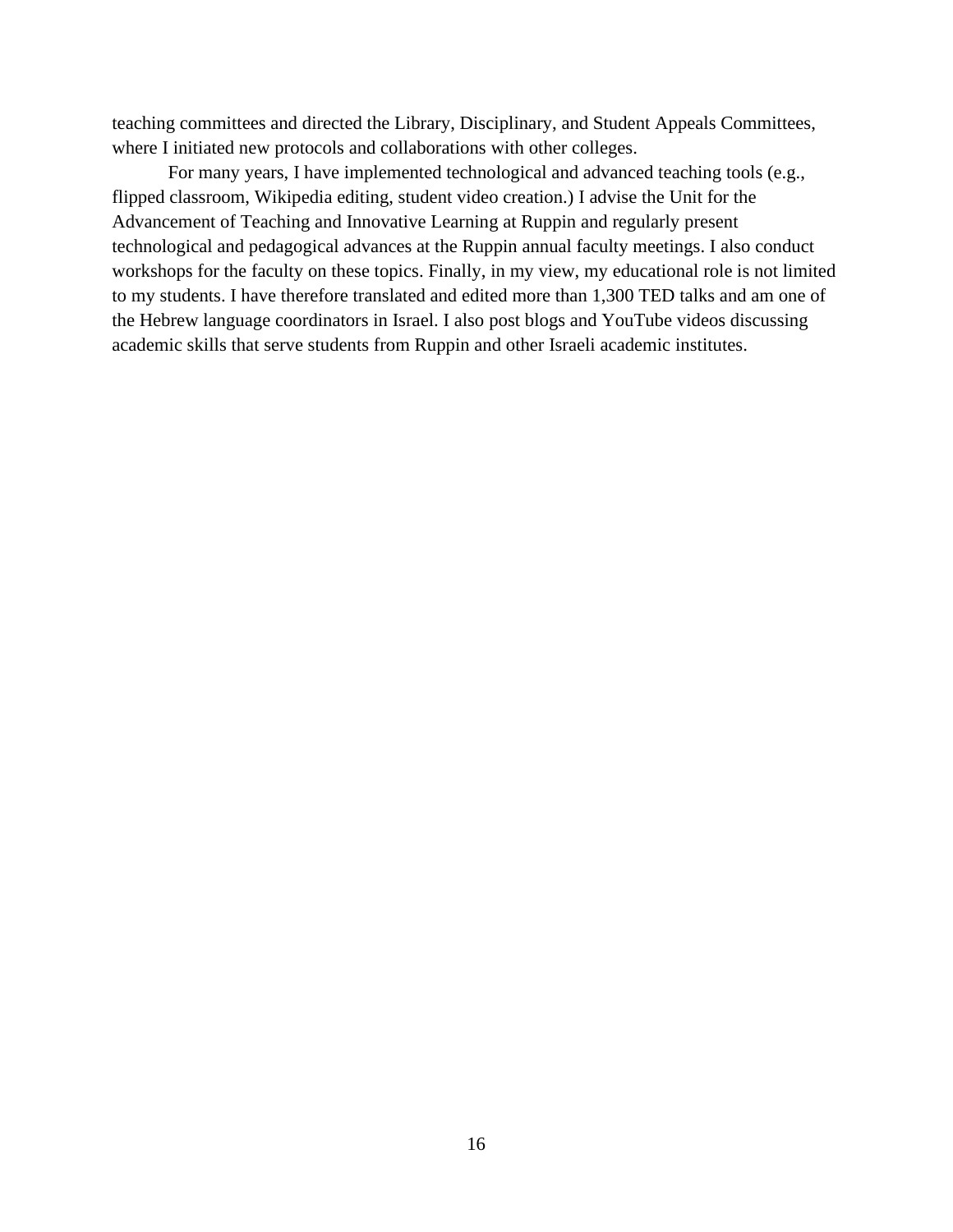teaching committees and directed the Library, Disciplinary, and Student Appeals Committees, where I initiated new protocols and collaborations with other colleges.

For many years, I have implemented technological and advanced teaching tools (e.g., flipped classroom, Wikipedia editing, student video creation.) I advise the Unit for the Advancement of Teaching and Innovative Learning at Ruppin and regularly present technological and pedagogical advances at the Ruppin annual faculty meetings. I also conduct workshops for the faculty on these topics. Finally, in my view, my educational role is not limited to my students. I have therefore translated and edited more than 1,300 TED talks and am one of the Hebrew language coordinators in Israel. I also post blogs and YouTube videos discussing academic skills that serve students from Ruppin and other Israeli academic institutes.